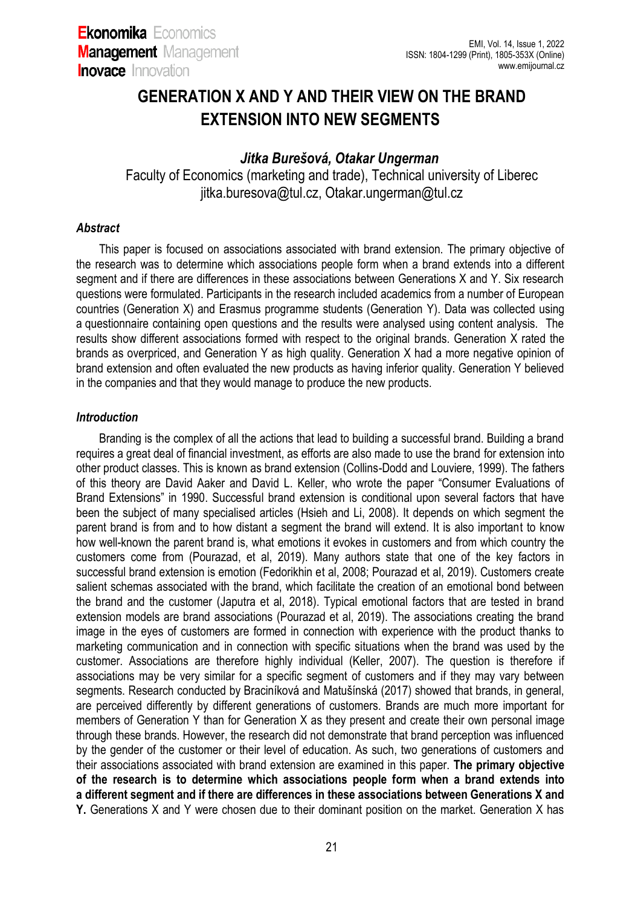# GENERATION X AND Y AND THEIR VIEW ON THE BRAND EXTENSION INTO NEW SEGMENTS

***Jitka Burešová, Otakar Ungerman***

Faculty of Economics (marketing and trade), Technical university of Liberec
jitka.buresova@tul.cz, Otakar.ungerman@tul.cz

### *Abstract*

This paper is focused on associations associated with brand extension. The primary objective of the research was to determine which associations people form when a brand extends into a different segment and if there are differences in these associations between Generations X and Y. Six research questions were formulated. Participants in the research included academics from a number of European countries (Generation X) and Erasmus programme students (Generation Y). Data was collected using a questionnaire containing open questions and the results were analysed using content analysis. The results show different associations formed with respect to the original brands. Generation X rated the brands as overpriced, and Generation Y as high quality. Generation X had a more negative opinion of brand extension and often evaluated the new products as having inferior quality. Generation Y believed in the companies and that they would manage to produce the new products.

### *Introduction*

Branding is the complex of all the actions that lead to building a successful brand. Building a brand requires a great deal of financial investment, as efforts are also made to use the brand for extension into other product classes. This is known as brand extension (Collins-Dodd and Louviere, 1999). The fathers of this theory are David Aaker and David L. Keller, who wrote the paper "Consumer Evaluations of Brand Extensions" in 1990. Successful brand extension is conditional upon several factors that have been the subject of many specialised articles (Hsieh and Li, 2008). It depends on which segment the parent brand is from and to how distant a segment the brand will extend. It is also important to know how well-known the parent brand is, what emotions it evokes in customers and from which country the customers come from (Pourazad, et al, 2019). Many authors state that one of the key factors in successful brand extension is emotion (Fedorikhin et al, 2008; Pourazad et al, 2019). Customers create salient schemas associated with the brand, which facilitate the creation of an emotional bond between the brand and the customer (Japutra et al, 2018). Typical emotional factors that are tested in brand extension models are brand associations (Pourazad et al, 2019). The associations creating the brand image in the eyes of customers are formed in connection with experience with the product thanks to marketing communication and in connection with specific situations when the brand was used by the customer. Associations are therefore highly individual (Keller, 2007). The question is therefore if associations may be very similar for a specific segment of customers and if they may vary between segments. Research conducted by Braciníková and Matušínská (2017) showed that brands, in general, are perceived differently by different generations of customers. Brands are much more important for members of Generation Y than for Generation X as they present and create their own personal image through these brands. However, the research did not demonstrate that brand perception was influenced by the gender of the customer or their level of education. As such, two generations of customers and their associations associated with brand extension are examined in this paper. **The primary objective of the research is to determine which associations people form when a brand extends into a different segment and if there are differences in these associations between Generations X and Y.** Generations X and Y were chosen due to their dominant position on the market. Generation X has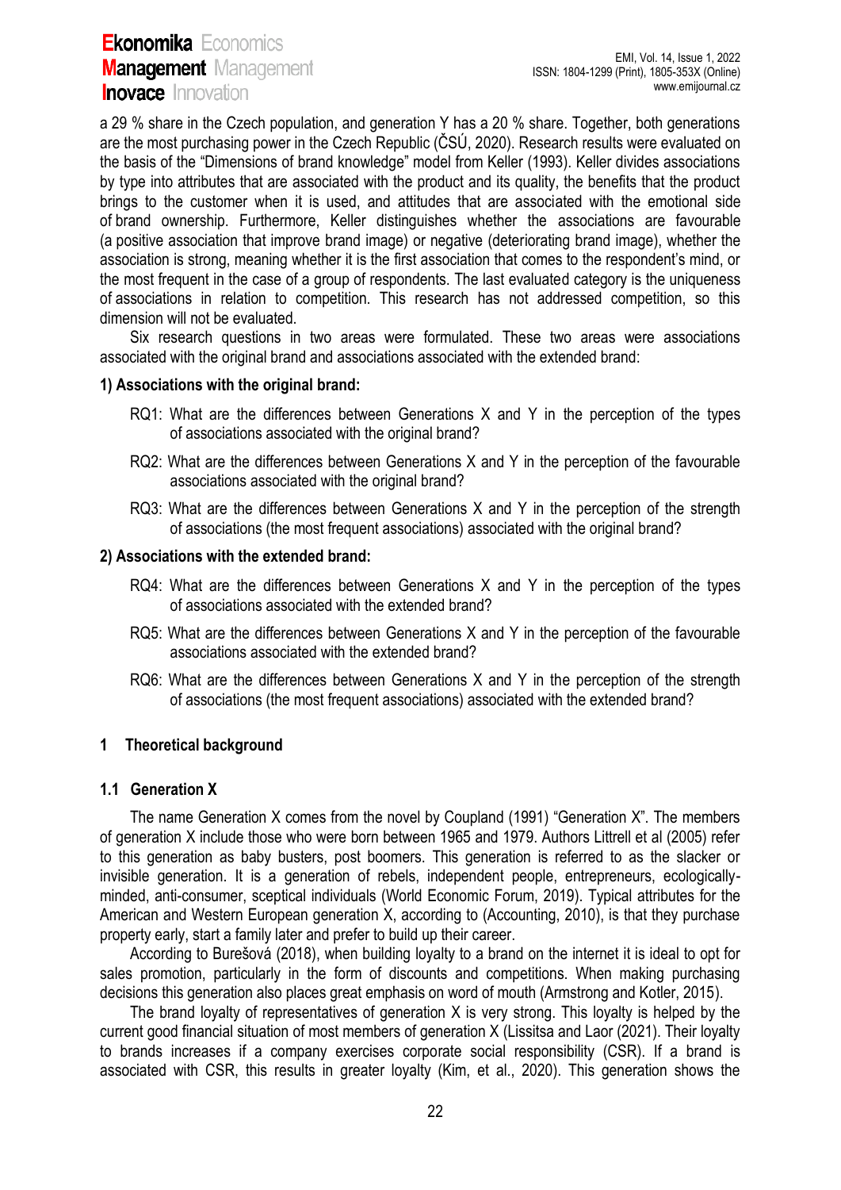a 29 % share in the Czech population, and generation Y has a 20 % share. Together, both generations are the most purchasing power in the Czech Republic (ČSÚ, 2020). Research results were evaluated on the basis of the "Dimensions of brand knowledge" model from Keller (1993). Keller divides associations by type into attributes that are associated with the product and its quality, the benefits that the product brings to the customer when it is used, and attitudes that are associated with the emotional side of brand ownership. Furthermore, Keller distinguishes whether the associations are favourable (a positive association that improve brand image) or negative (deteriorating brand image), whether the association is strong, meaning whether it is the first association that comes to the respondent's mind, or the most frequent in the case of a group of respondents. The last evaluated category is the uniqueness of associations in relation to competition. This research has not addressed competition, so this dimension will not be evaluated.

Six research questions in two areas were formulated. These two areas were associations associated with the original brand and associations associated with the extended brand:

**1) Associations with the original brand:**

- RQ1: What are the differences between Generations X and Y in the perception of the types of associations associated with the original brand?
- RQ2: What are the differences between Generations X and Y in the perception of the favourable associations associated with the original brand?
- RQ3: What are the differences between Generations X and Y in the perception of the strength of associations (the most frequent associations) associated with the original brand?

**2) Associations with the extended brand:**

- RQ4: What are the differences between Generations X and Y in the perception of the types of associations associated with the extended brand?
- RQ5: What are the differences between Generations X and Y in the perception of the favourable associations associated with the extended brand?
- RQ6: What are the differences between Generations X and Y in the perception of the strength of associations (the most frequent associations) associated with the extended brand?

## 1 Theoretical background

### 1.1 Generation X

The name Generation X comes from the novel by Coupland (1991) "Generation X". The members of generation X include those who were born between 1965 and 1979. Authors Littrell et al (2005) refer to this generation as baby busters, post boomers. This generation is referred to as the slacker or invisible generation. It is a generation of rebels, independent people, entrepreneurs, ecologically-minded, anti-consumer, sceptical individuals (World Economic Forum, 2019). Typical attributes for the American and Western European generation X, according to (Accounting, 2010), is that they purchase property early, start a family later and prefer to build up their career.

According to Burešová (2018), when building loyalty to a brand on the internet it is ideal to opt for sales promotion, particularly in the form of discounts and competitions. When making purchasing decisions this generation also places great emphasis on word of mouth (Armstrong and Kotler, 2015).

The brand loyalty of representatives of generation X is very strong. This loyalty is helped by the current good financial situation of most members of generation X (Lissitsa and Laor (2021). Their loyalty to brands increases if a company exercises corporate social responsibility (CSR). If a brand is associated with CSR, this results in greater loyalty (Kim, et al., 2020). This generation shows the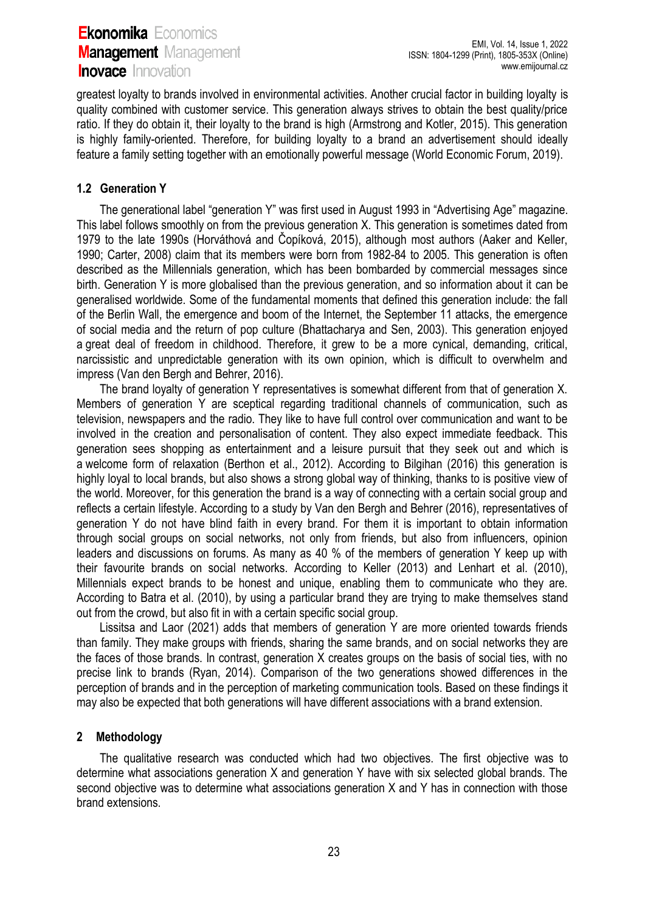greatest loyalty to brands involved in environmental activities. Another crucial factor in building loyalty is quality combined with customer service. This generation always strives to obtain the best quality/price ratio. If they do obtain it, their loyalty to the brand is high (Armstrong and Kotler, 2015). This generation is highly family-oriented. Therefore, for building loyalty to a brand an advertisement should ideally feature a family setting together with an emotionally powerful message (World Economic Forum, 2019).

### 1.2 Generation Y

The generational label "generation Y" was first used in August 1993 in "Advertising Age" magazine. This label follows smoothly on from the previous generation X. This generation is sometimes dated from 1979 to the late 1990s (Horváthová and Čopíková, 2015), although most authors (Aaker and Keller, 1990; Carter, 2008) claim that its members were born from 1982-84 to 2005. This generation is often described as the Millennials generation, which has been bombarded by commercial messages since birth. Generation Y is more globalised than the previous generation, and so information about it can be generalised worldwide. Some of the fundamental moments that defined this generation include: the fall of the Berlin Wall, the emergence and boom of the Internet, the September 11 attacks, the emergence of social media and the return of pop culture (Bhattacharya and Sen, 2003). This generation enjoyed a great deal of freedom in childhood. Therefore, it grew to be a more cynical, demanding, critical, narcissistic and unpredictable generation with its own opinion, which is difficult to overwhelm and impress (Van den Bergh and Behrer, 2016).

The brand loyalty of generation Y representatives is somewhat different from that of generation X. Members of generation Y are sceptical regarding traditional channels of communication, such as television, newspapers and the radio. They like to have full control over communication and want to be involved in the creation and personalisation of content. They also expect immediate feedback. This generation sees shopping as entertainment and a leisure pursuit that they seek out and which is a welcome form of relaxation (Berthon et al., 2012). According to Bilgihan (2016) this generation is highly loyal to local brands, but also shows a strong global way of thinking, thanks to is positive view of the world. Moreover, for this generation the brand is a way of connecting with a certain social group and reflects a certain lifestyle. According to a study by Van den Bergh and Behrer (2016), representatives of generation Y do not have blind faith in every brand. For them it is important to obtain information through social groups on social networks, not only from friends, but also from influencers, opinion leaders and discussions on forums. As many as 40 % of the members of generation Y keep up with their favourite brands on social networks. According to Keller (2013) and Lenhart et al. (2010), Millennials expect brands to be honest and unique, enabling them to communicate who they are. According to Batra et al. (2010), by using a particular brand they are trying to make themselves stand out from the crowd, but also fit in with a certain specific social group.

Lissitsa and Laor (2021) adds that members of generation Y are more oriented towards friends than family. They make groups with friends, sharing the same brands, and on social networks they are the faces of those brands. In contrast, generation X creates groups on the basis of social ties, with no precise link to brands (Ryan, 2014). Comparison of the two generations showed differences in the perception of brands and in the perception of marketing communication tools. Based on these findings it may also be expected that both generations will have different associations with a brand extension.

## 2 Methodology

The qualitative research was conducted which had two objectives. The first objective was to determine what associations generation X and generation Y have with six selected global brands. The second objective was to determine what associations generation X and Y has in connection with those brand extensions.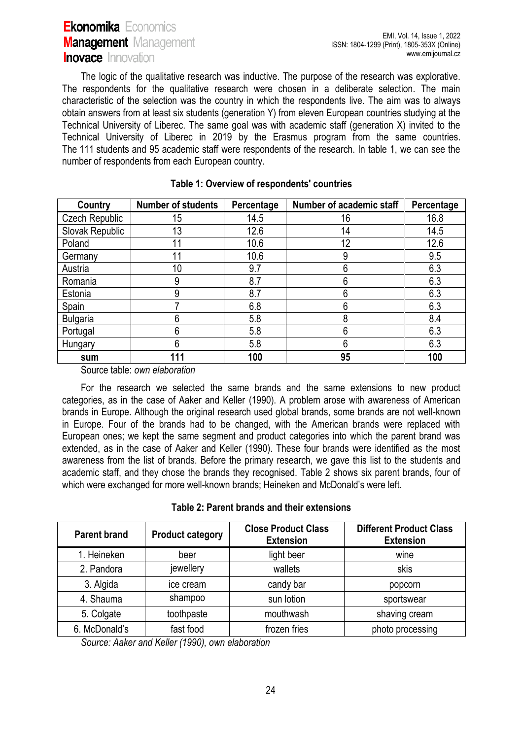The logic of the qualitative research was inductive. The purpose of the research was explorative. The respondents for the qualitative research were chosen in a deliberate selection. The main characteristic of the selection was the country in which the respondents live. The aim was to always obtain answers from at least six students (generation Y) from eleven European countries studying at the Technical University of Liberec. The same goal was with academic staff (generation X) invited to the Technical University of Liberec in 2019 by the Erasmus program from the same countries. The 111 students and 95 academic staff were respondents of the research. In table 1, we can see the number of respondents from each European country.

**Table 1: Overview of respondents' countries**

| Country | Number of students | Percentage | Number of academic staff | Percentage |
|---|---|---|---|---|
| Czech Republic | 15 | 14.5 | 16 | 16.8 |
| Slovak Republic | 13 | 12.6 | 14 | 14.5 |
| Poland | 11 | 10.6 | 12 | 12.6 |
| Germany | 11 | 10.6 | 9 | 9.5 |
| Austria | 10 | 9.7 | 6 | 6.3 |
| Romania | 9 | 8.7 | 6 | 6.3 |
| Estonia | 9 | 8.7 | 6 | 6.3 |
| Spain | 7 | 6.8 | 6 | 6.3 |
| Bulgaria | 6 | 5.8 | 8 | 8.4 |
| Portugal | 6 | 5.8 | 6 | 6.3 |
| Hungary | 6 | 5.8 | 6 | 6.3 |
| **sum** | **111** | **100** | **95** | **100** |

Source table: *own elaboration*

For the research we selected the same brands and the same extensions to new product categories, as in the case of Aaker and Keller (1990). A problem arose with awareness of American brands in Europe. Although the original research used global brands, some brands are not well-known in Europe. Four of the brands had to be changed, with the American brands were replaced with European ones; we kept the same segment and product categories into which the parent brand was extended, as in the case of Aaker and Keller (1990). These four brands were identified as the most awareness from the list of brands. Before the primary research, we gave this list to the students and academic staff, and they chose the brands they recognised. Table 2 shows six parent brands, four of which were exchanged for more well-known brands; Heineken and McDonald's were left.

**Table 2: Parent brands and their extensions**

| Parent brand | Product category | Close Product Class Extension | Different Product Class Extension |
|---|---|---|---|
| 1. Heineken | beer | light beer | wine |
| 2. Pandora | jewellery | wallets | skis |
| 3. Algida | ice cream | candy bar | popcorn |
| 4. Shauma | shampoo | sun lotion | sportswear |
| 5. Colgate | toothpaste | mouthwash | shaving cream |
| 6. McDonald's | fast food | frozen fries | photo processing |

*Source: Aaker and Keller (1990), own elaboration*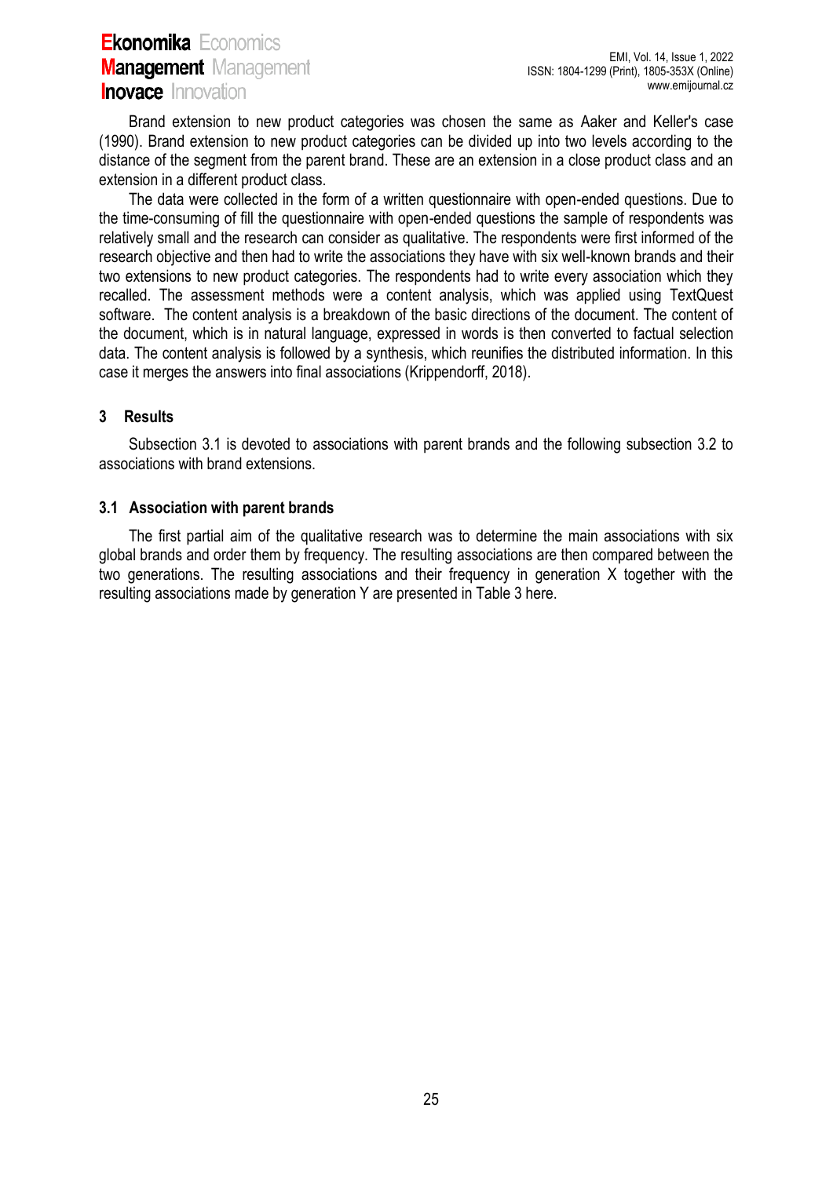Brand extension to new product categories was chosen the same as Aaker and Keller's case (1990). Brand extension to new product categories can be divided up into two levels according to the distance of the segment from the parent brand. These are an extension in a close product class and an extension in a different product class.

The data were collected in the form of a written questionnaire with open-ended questions. Due to the time-consuming of fill the questionnaire with open-ended questions the sample of respondents was relatively small and the research can consider as qualitative. The respondents were first informed of the research objective and then had to write the associations they have with six well-known brands and their two extensions to new product categories. The respondents had to write every association which they recalled. The assessment methods were a content analysis, which was applied using TextQuest software. The content analysis is a breakdown of the basic directions of the document. The content of the document, which is in natural language, expressed in words is then converted to factual selection data. The content analysis is followed by a synthesis, which reunifies the distributed information. In this case it merges the answers into final associations (Krippendorff, 2018).

## 3 Results

Subsection 3.1 is devoted to associations with parent brands and the following subsection 3.2 to associations with brand extensions.

### 3.1 Association with parent brands

The first partial aim of the qualitative research was to determine the main associations with six global brands and order them by frequency. The resulting associations are then compared between the two generations. The resulting associations and their frequency in generation X together with the resulting associations made by generation Y are presented in Table 3 here.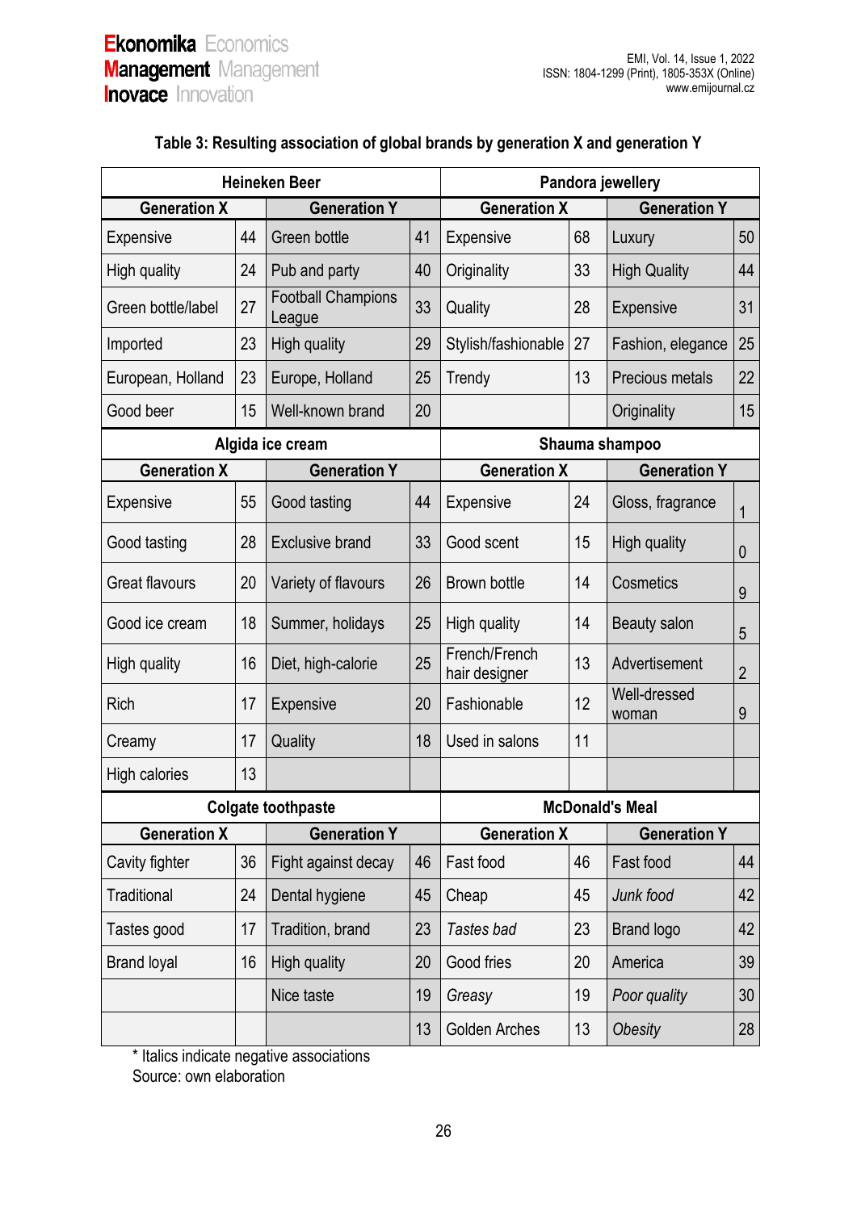**Table 3: Resulting association of global brands by generation X and generation Y**

| Heineken Beer | | | | Pandora jewellery | | | |
|---|---|---|---|---|---|---|---|
| Generation X | | Generation Y | | Generation X | | Generation Y | |
| Expensive | 44 | Green bottle | 41 | Expensive | 68 | Luxury | 50 |
| High quality | 24 | Pub and party | 40 | Originality | 33 | High Quality | 44 |
| Green bottle/label | 27 | Football Champions League | 33 | Quality | 28 | Expensive | 31 |
| Imported | 23 | High quality | 29 | Stylish/fashionable | 27 | Fashion, elegance | 25 |
| European, Holland | 23 | Europe, Holland | 25 | Trendy | 13 | Precious metals | 22 |
| Good beer | 15 | Well-known brand | 20 | | | Originality | 15 |
| **Algida ice cream** | | | | **Shauma shampoo** | | | |
| **Generation X** | | **Generation Y** | | **Generation X** | | **Generation Y** | |
| Expensive | 55 | Good tasting | 44 | Expensive | 24 | Gloss, fragrance | 1 |
| Good tasting | 28 | Exclusive brand | 33 | Good scent | 15 | High quality | 0 |
| Great flavours | 20 | Variety of flavours | 26 | Brown bottle | 14 | Cosmetics | 9 |
| Good ice cream | 18 | Summer, holidays | 25 | High quality | 14 | Beauty salon | 5 |
| High quality | 16 | Diet, high-calorie | 25 | French/French hair designer | 13 | Advertisement | 2 |
| Rich | 17 | Expensive | 20 | Fashionable | 12 | Well-dressed woman | 9 |
| Creamy | 17 | Quality | 18 | Used in salons | 11 | | |
| High calories | 13 | | | | | | |
| **Colgate toothpaste** | | | | **McDonald's Meal** | | | |
| **Generation X** | | **Generation Y** | | **Generation X** | | **Generation Y** | |
| Cavity fighter | 36 | Fight against decay | 46 | Fast food | 46 | Fast food | 44 |
| Traditional | 24 | Dental hygiene | 45 | Cheap | 45 | *Junk food* | 42 |
| Tastes good | 17 | Tradition, brand | 23 | *Tastes bad* | 23 | Brand logo | 42 |
| Brand loyal | 16 | High quality | 20 | Good fries | 20 | America | 39 |
| | | Nice taste | 19 | *Greasy* | 19 | *Poor quality* | 30 |
| | | | 13 | Golden Arches | 13 | *Obesity* | 28 |

\* Italics indicate negative associations
Source: own elaboration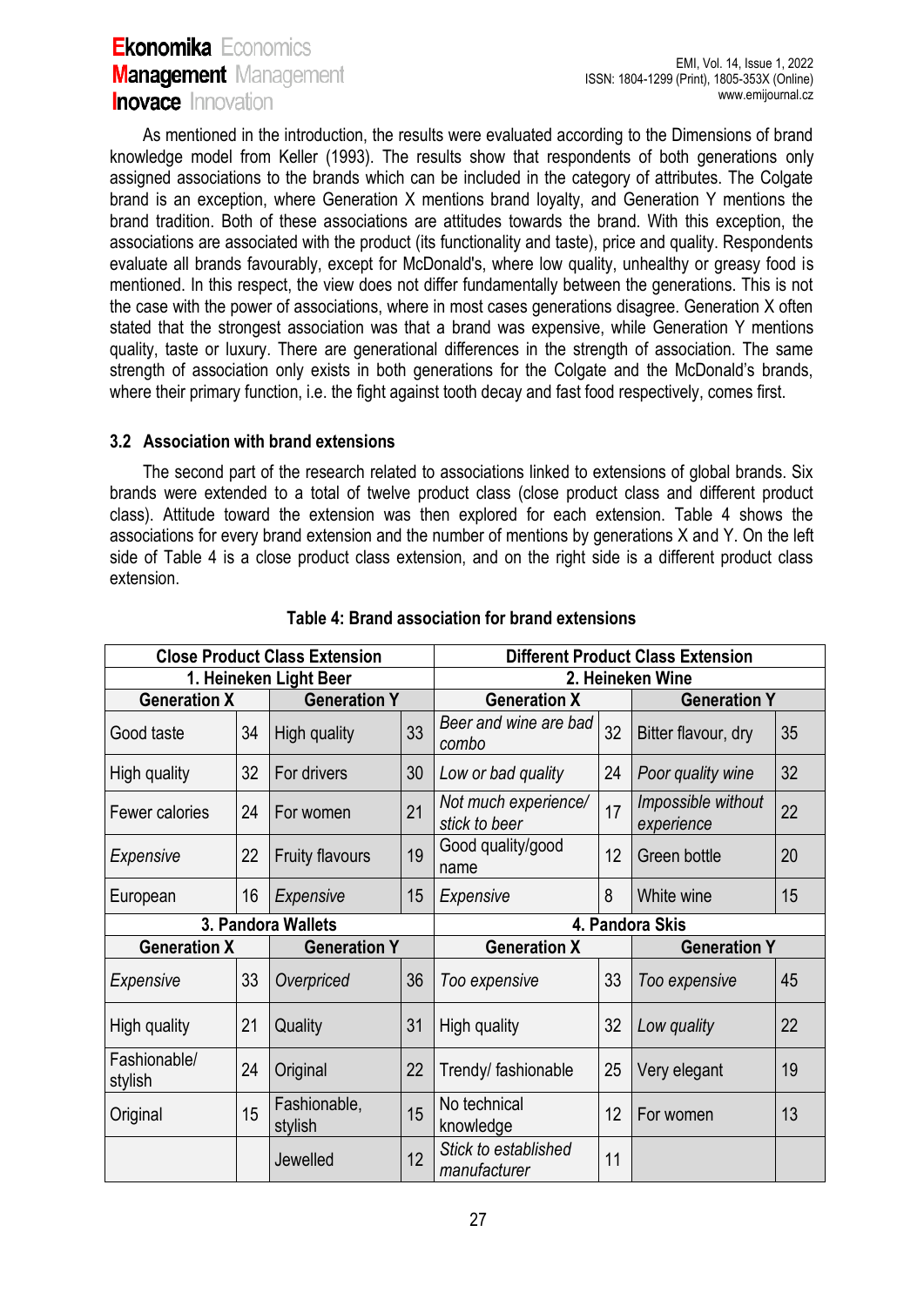As mentioned in the introduction, the results were evaluated according to the Dimensions of brand knowledge model from Keller (1993). The results show that respondents of both generations only assigned associations to the brands which can be included in the category of attributes. The Colgate brand is an exception, where Generation X mentions brand loyalty, and Generation Y mentions the brand tradition. Both of these associations are attitudes towards the brand. With this exception, the associations are associated with the product (its functionality and taste), price and quality. Respondents evaluate all brands favourably, except for McDonald's, where low quality, unhealthy or greasy food is mentioned. In this respect, the view does not differ fundamentally between the generations. This is not the case with the power of associations, where in most cases generations disagree. Generation X often stated that the strongest association was that a brand was expensive, while Generation Y mentions quality, taste or luxury. There are generational differences in the strength of association. The same strength of association only exists in both generations for the Colgate and the McDonald's brands, where their primary function, i.e. the fight against tooth decay and fast food respectively, comes first.

### 3.2 Association with brand extensions

The second part of the research related to associations linked to extensions of global brands. Six brands were extended to a total of twelve product class (close product class and different product class). Attitude toward the extension was then explored for each extension. Table 4 shows the associations for every brand extension and the number of mentions by generations X and Y. On the left side of Table 4 is a close product class extension, and on the right side is a different product class extension.

**Table 4: Brand association for brand extensions**

| Close Product Class Extension | | | | Different Product Class Extension | | | |
|---|---|---|---|---|---|---|---|
| 1. Heineken Light Beer | | | | 2. Heineken Wine | | | |
| Generation X | | Generation Y | | Generation X | | Generation Y | |
| Good taste | 34 | High quality | 33 | *Beer and wine are bad combo* | 32 | Bitter flavour, dry | 35 |
| High quality | 32 | For drivers | 30 | *Low or bad quality* | 24 | *Poor quality wine* | 32 |
| Fewer calories | 24 | For women | 21 | *Not much experience/ stick to beer* | 17 | *Impossible without experience* | 22 |
| *Expensive* | 22 | Fruity flavours | 19 | Good quality/good name | 12 | Green bottle | 20 |
| European | 16 | *Expensive* | 15 | *Expensive* | 8 | White wine | 15 |
| 3. Pandora Wallets | | | | 4. Pandora Skis | | | |
| Generation X | | Generation Y | | Generation X | | Generation Y | |
| *Expensive* | 33 | *Overpriced* | 36 | *Too expensive* | 33 | *Too expensive* | 45 |
| High quality | 21 | Quality | 31 | High quality | 32 | *Low quality* | 22 |
| Fashionable/ stylish | 24 | Original | 22 | Trendy/ fashionable | 25 | Very elegant | 19 |
| Original | 15 | Fashionable, stylish | 15 | No technical knowledge | 12 | For women | 13 |
| | | Jewelled | 12 | *Stick to established manufacturer* | 11 | | |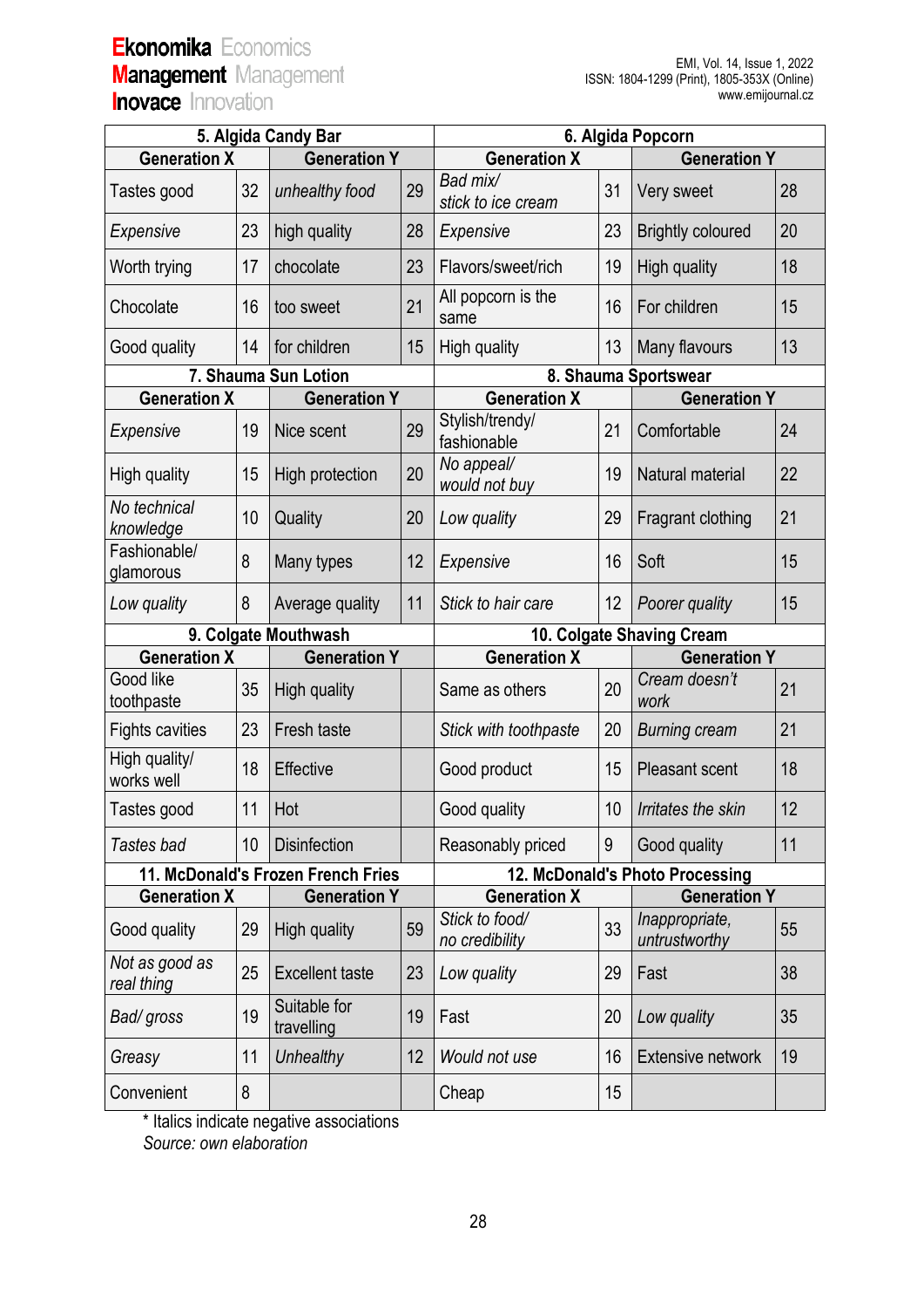| 5. Algida Candy Bar | | | | 6. Algida Popcorn | | | |
|---|---|---|---|---|---|---|---|
| **Generation X** | | **Generation Y** | | **Generation X** | | **Generation Y** | |
| Tastes good | 32 | *unhealthy food* | 29 | *Bad mix/ stick to ice cream* | 31 | Very sweet | 28 |
| *Expensive* | 23 | high quality | 28 | *Expensive* | 23 | Brightly coloured | 20 |
| Worth trying | 17 | chocolate | 23 | Flavors/sweet/rich | 19 | High quality | 18 |
| Chocolate | 16 | too sweet | 21 | All popcorn is the same | 16 | For children | 15 |
| Good quality | 14 | for children | 15 | High quality | 13 | Many flavours | 13 |
| **7. Shauma Sun Lotion** | | | | **8. Shauma Sportswear** | | | |
| **Generation X** | | **Generation Y** | | **Generation X** | | **Generation Y** | |
| *Expensive* | 19 | Nice scent | 29 | Stylish/trendy/ fashionable | 21 | Comfortable | 24 |
| High quality | 15 | High protection | 20 | *No appeal/ would not buy* | 19 | Natural material | 22 |
| *No technical knowledge* | 10 | Quality | 20 | *Low quality* | 29 | Fragrant clothing | 21 |
| Fashionable/ glamorous | 8 | Many types | 12 | *Expensive* | 16 | Soft | 15 |
| *Low quality* | 8 | Average quality | 11 | *Stick to hair care* | 12 | *Poorer quality* | 15 |
| **9. Colgate Mouthwash** | | | | **10. Colgate Shaving Cream** | | | |
| **Generation X** | | **Generation Y** | | **Generation X** | | **Generation Y** | |
| Good like toothpaste | 35 | High quality | | Same as others | 20 | *Cream doesn't work* | 21 |
| Fights cavities | 23 | Fresh taste | | *Stick with toothpaste* | 20 | *Burning cream* | 21 |
| High quality/ works well | 18 | Effective | | Good product | 15 | Pleasant scent | 18 |
| Tastes good | 11 | Hot | | Good quality | 10 | *Irritates the skin* | 12 |
| *Tastes bad* | 10 | Disinfection | | Reasonably priced | 9 | Good quality | 11 |
| **11. McDonald's Frozen French Fries** | | | | **12. McDonald's Photo Processing** | | | |
| **Generation X** | | **Generation Y** | | **Generation X** | | **Generation Y** | |
| Good quality | 29 | High quality | 59 | *Stick to food/ no credibility* | 33 | *Inappropriate, untrustworthy* | 55 |
| *Not as good as real thing* | 25 | Excellent taste | 23 | *Low quality* | 29 | Fast | 38 |
| *Bad/ gross* | 19 | Suitable for travelling | 19 | Fast | 20 | *Low quality* | 35 |
| *Greasy* | 11 | *Unhealthy* | 12 | *Would not use* | 16 | Extensive network | 19 |
| Convenient | 8 | | | Cheap | 15 | | |

\* Italics indicate negative associations

*Source: own elaboration*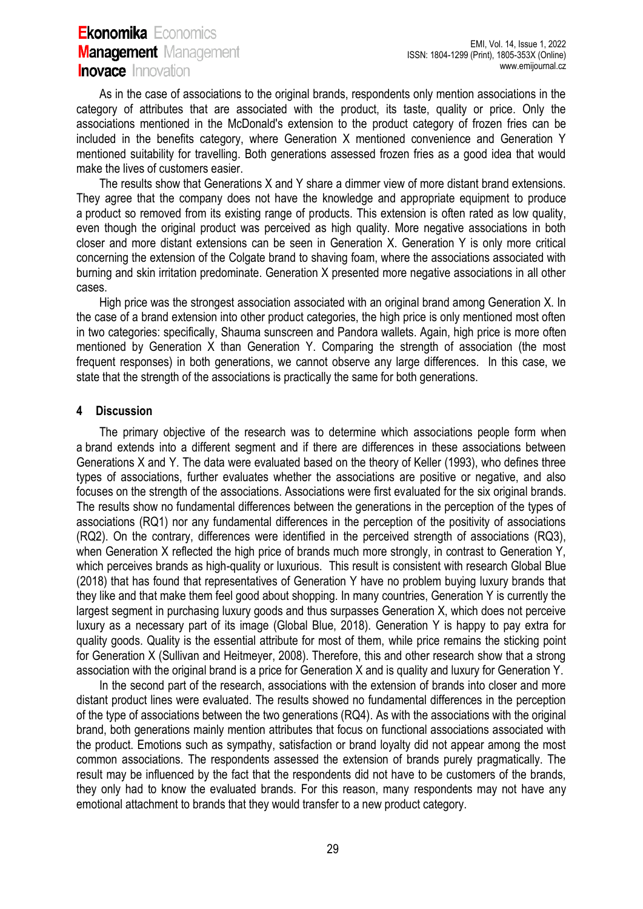As in the case of associations to the original brands, respondents only mention associations in the category of attributes that are associated with the product, its taste, quality or price. Only the associations mentioned in the McDonald's extension to the product category of frozen fries can be included in the benefits category, where Generation X mentioned convenience and Generation Y mentioned suitability for travelling. Both generations assessed frozen fries as a good idea that would make the lives of customers easier.

The results show that Generations X and Y share a dimmer view of more distant brand extensions. They agree that the company does not have the knowledge and appropriate equipment to produce a product so removed from its existing range of products. This extension is often rated as low quality, even though the original product was perceived as high quality. More negative associations in both closer and more distant extensions can be seen in Generation X. Generation Y is only more critical concerning the extension of the Colgate brand to shaving foam, where the associations associated with burning and skin irritation predominate. Generation X presented more negative associations in all other cases.

High price was the strongest association associated with an original brand among Generation X. In the case of a brand extension into other product categories, the high price is only mentioned most often in two categories: specifically, Shauma sunscreen and Pandora wallets. Again, high price is more often mentioned by Generation X than Generation Y. Comparing the strength of association (the most frequent responses) in both generations, we cannot observe any large differences. In this case, we state that the strength of the associations is practically the same for both generations.

## 4 Discussion

The primary objective of the research was to determine which associations people form when a brand extends into a different segment and if there are differences in these associations between Generations X and Y. The data were evaluated based on the theory of Keller (1993), who defines three types of associations, further evaluates whether the associations are positive or negative, and also focuses on the strength of the associations. Associations were first evaluated for the six original brands. The results show no fundamental differences between the generations in the perception of the types of associations (RQ1) nor any fundamental differences in the perception of the positivity of associations (RQ2). On the contrary, differences were identified in the perceived strength of associations (RQ3), when Generation X reflected the high price of brands much more strongly, in contrast to Generation Y, which perceives brands as high-quality or luxurious. This result is consistent with research Global Blue (2018) that has found that representatives of Generation Y have no problem buying luxury brands that they like and that make them feel good about shopping. In many countries, Generation Y is currently the largest segment in purchasing luxury goods and thus surpasses Generation X, which does not perceive luxury as a necessary part of its image (Global Blue, 2018). Generation Y is happy to pay extra for quality goods. Quality is the essential attribute for most of them, while price remains the sticking point for Generation X (Sullivan and Heitmeyer, 2008). Therefore, this and other research show that a strong association with the original brand is a price for Generation X and is quality and luxury for Generation Y.

In the second part of the research, associations with the extension of brands into closer and more distant product lines were evaluated. The results showed no fundamental differences in the perception of the type of associations between the two generations (RQ4). As with the associations with the original brand, both generations mainly mention attributes that focus on functional associations associated with the product. Emotions such as sympathy, satisfaction or brand loyalty did not appear among the most common associations. The respondents assessed the extension of brands purely pragmatically. The result may be influenced by the fact that the respondents did not have to be customers of the brands, they only had to know the evaluated brands. For this reason, many respondents may not have any emotional attachment to brands that they would transfer to a new product category.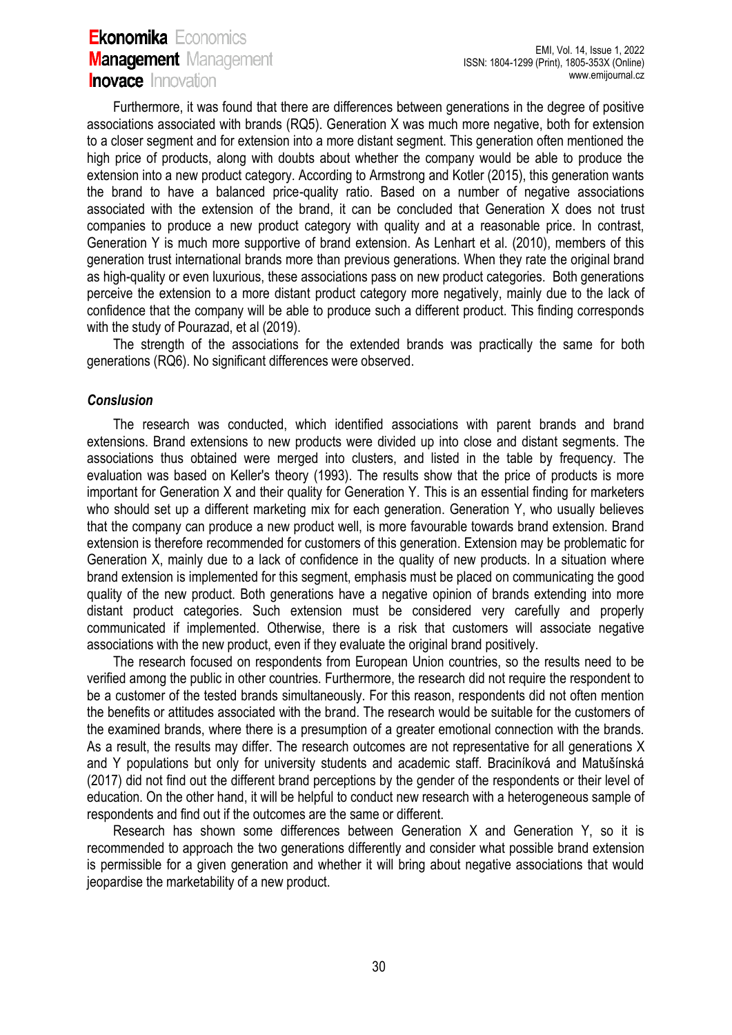Furthermore, it was found that there are differences between generations in the degree of positive associations associated with brands (RQ5). Generation X was much more negative, both for extension to a closer segment and for extension into a more distant segment. This generation often mentioned the high price of products, along with doubts about whether the company would be able to produce the extension into a new product category. According to Armstrong and Kotler (2015), this generation wants the brand to have a balanced price-quality ratio. Based on a number of negative associations associated with the extension of the brand, it can be concluded that Generation X does not trust companies to produce a new product category with quality and at a reasonable price. In contrast, Generation Y is much more supportive of brand extension. As Lenhart et al. (2010), members of this generation trust international brands more than previous generations. When they rate the original brand as high-quality or even luxurious, these associations pass on new product categories. Both generations perceive the extension to a more distant product category more negatively, mainly due to the lack of confidence that the company will be able to produce such a different product. This finding corresponds with the study of Pourazad, et al (2019).

The strength of the associations for the extended brands was practically the same for both generations (RQ6). No significant differences were observed.

### *Conslusion*

The research was conducted, which identified associations with parent brands and brand extensions. Brand extensions to new products were divided up into close and distant segments. The associations thus obtained were merged into clusters, and listed in the table by frequency. The evaluation was based on Keller's theory (1993). The results show that the price of products is more important for Generation X and their quality for Generation Y. This is an essential finding for marketers who should set up a different marketing mix for each generation. Generation Y, who usually believes that the company can produce a new product well, is more favourable towards brand extension. Brand extension is therefore recommended for customers of this generation. Extension may be problematic for Generation X, mainly due to a lack of confidence in the quality of new products. In a situation where brand extension is implemented for this segment, emphasis must be placed on communicating the good quality of the new product. Both generations have a negative opinion of brands extending into more distant product categories. Such extension must be considered very carefully and properly communicated if implemented. Otherwise, there is a risk that customers will associate negative associations with the new product, even if they evaluate the original brand positively.

The research focused on respondents from European Union countries, so the results need to be verified among the public in other countries. Furthermore, the research did not require the respondent to be a customer of the tested brands simultaneously. For this reason, respondents did not often mention the benefits or attitudes associated with the brand. The research would be suitable for the customers of the examined brands, where there is a presumption of a greater emotional connection with the brands. As a result, the results may differ. The research outcomes are not representative for all generations X and Y populations but only for university students and academic staff. Braciníková and Matušínská (2017) did not find out the different brand perceptions by the gender of the respondents or their level of education. On the other hand, it will be helpful to conduct new research with a heterogeneous sample of respondents and find out if the outcomes are the same or different.

Research has shown some differences between Generation X and Generation Y, so it is recommended to approach the two generations differently and consider what possible brand extension is permissible for a given generation and whether it will bring about negative associations that would jeopardise the marketability of a new product.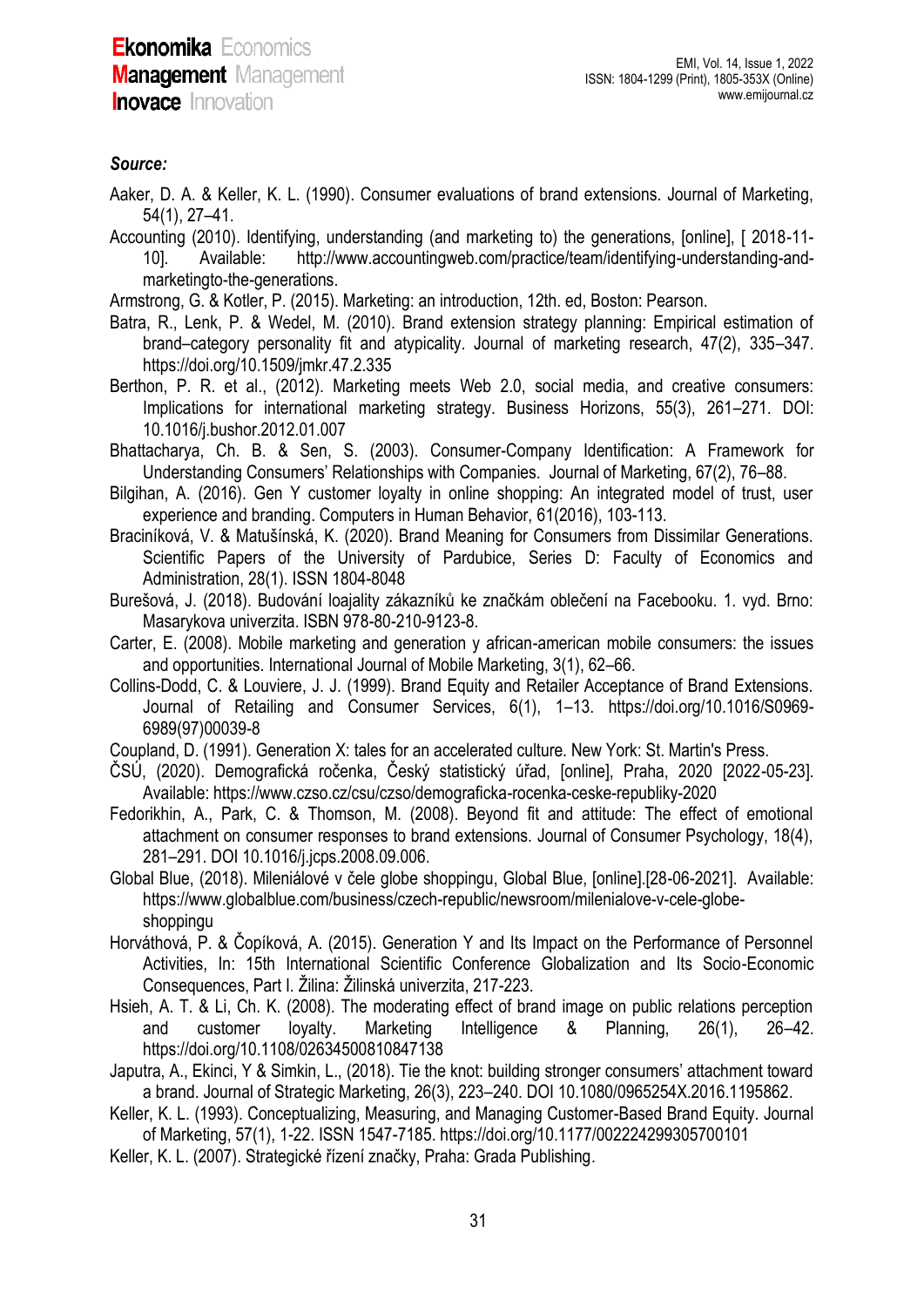### *Source:*

Aaker, D. A. & Keller, K. L. (1990). Consumer evaluations of brand extensions. Journal of Marketing, 54(1), 27–41.

Accounting (2010). Identifying, understanding (and marketing to) the generations, [online], [ 2018-11-10]. Available: http://www.accountingweb.com/practice/team/identifying-understanding-and-marketingto-the-generations.

Armstrong, G. & Kotler, P. (2015). Marketing: an introduction, 12th. ed, Boston: Pearson.

Batra, R., Lenk, P. & Wedel, M. (2010). Brand extension strategy planning: Empirical estimation of brand–category personality fit and atypicality. Journal of marketing research, 47(2), 335–347. https://doi.org/10.1509/jmkr.47.2.335

Berthon, P. R. et al., (2012). Marketing meets Web 2.0, social media, and creative consumers: Implications for international marketing strategy. Business Horizons, 55(3), 261–271. DOI: 10.1016/j.bushor.2012.01.007

Bhattacharya, Ch. B. & Sen, S. (2003). Consumer-Company Identification: A Framework for Understanding Consumers' Relationships with Companies. Journal of Marketing, 67(2), 76–88.

Bilgihan, A. (2016). Gen Y customer loyalty in online shopping: An integrated model of trust, user experience and branding. Computers in Human Behavior, 61(2016), 103-113.

Braciníková, V. & Matušínská, K. (2020). Brand Meaning for Consumers from Dissimilar Generations. Scientific Papers of the University of Pardubice, Series D: Faculty of Economics and Administration, 28(1). ISSN 1804-8048

Burešová, J. (2018). Budování loajality zákazníků ke značkám oblečení na Facebooku. 1. vyd. Brno: Masarykova univerzita. ISBN 978-80-210-9123-8.

Carter, E. (2008). Mobile marketing and generation y african-american mobile consumers: the issues and opportunities. International Journal of Mobile Marketing, 3(1), 62–66.

Collins-Dodd, C. & Louviere, J. J. (1999). Brand Equity and Retailer Acceptance of Brand Extensions. Journal of Retailing and Consumer Services, 6(1), 1–13. https://doi.org/10.1016/S0969-6989(97)00039-8

Coupland, D. (1991). Generation X: tales for an accelerated culture. New York: St. Martin's Press.

ČSÚ, (2020). Demografická ročenka, Český statistický úřad, [online], Praha, 2020 [2022-05-23]. Available: https://www.czso.cz/csu/czso/demograficka-rocenka-ceske-republiky-2020

Fedorikhin, A., Park, C. & Thomson, M. (2008). Beyond fit and attitude: The effect of emotional attachment on consumer responses to brand extensions. Journal of Consumer Psychology, 18(4), 281–291. DOI 10.1016/j.jcps.2008.09.006.

Global Blue, (2018). Mileniálové v čele globe shoppingu, Global Blue, [online].[28-06-2021]. Available: https://www.globalblue.com/business/czech-republic/newsroom/milenialove-v-cele-globe-shoppingu

Horváthová, P. & Čopíková, A. (2015). Generation Y and Its Impact on the Performance of Personnel Activities, In: 15th International Scientific Conference Globalization and Its Socio-Economic Consequences, Part I. Žilina: Žilinská univerzita, 217-223.

Hsieh, A. T. & Li, Ch. K. (2008). The moderating effect of brand image on public relations perception and customer loyalty. Marketing Intelligence & Planning, 26(1), 26–42. https://doi.org/10.1108/02634500810847138

Japutra, A., Ekinci, Y & Simkin, L., (2018). Tie the knot: building stronger consumers' attachment toward a brand. Journal of Strategic Marketing, 26(3), 223–240. DOI 10.1080/0965254X.2016.1195862.

Keller, K. L. (1993). Conceptualizing, Measuring, and Managing Customer-Based Brand Equity. Journal of Marketing, 57(1), 1-22. ISSN 1547-7185. https://doi.org/10.1177/002224299305700101

Keller, K. L. (2007). Strategické řízení značky, Praha: Grada Publishing.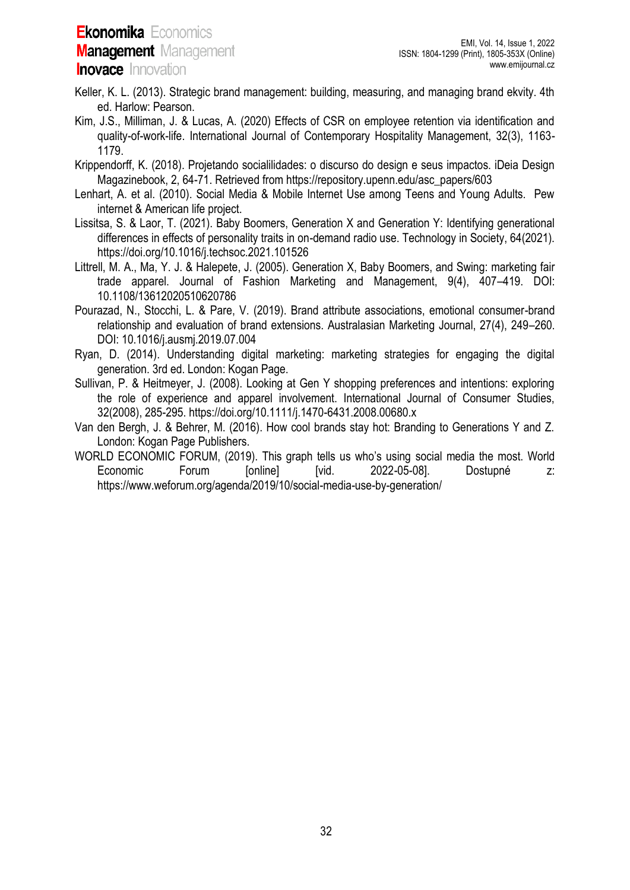Keller, K. L. (2013). Strategic brand management: building, measuring, and managing brand ekvity. 4th ed. Harlow: Pearson.

Kim, J.S., Milliman, J. & Lucas, A. (2020) Effects of CSR on employee retention via identification and quality-of-work-life. International Journal of Contemporary Hospitality Management, 32(3), 1163-1179.

Krippendorff, K. (2018). Projetando socialilidades: o discurso do design e seus impactos. iDeia Design Magazinebook, 2, 64-71. Retrieved from https://repository.upenn.edu/asc_papers/603

Lenhart, A. et al. (2010). Social Media & Mobile Internet Use among Teens and Young Adults. Pew internet & American life project.

Lissitsa, S. & Laor, T. (2021). Baby Boomers, Generation X and Generation Y: Identifying generational differences in effects of personality traits in on-demand radio use. Technology in Society, 64(2021). https://doi.org/10.1016/j.techsoc.2021.101526

Littrell, M. A., Ma, Y. J. & Halepete, J. (2005). Generation X, Baby Boomers, and Swing: marketing fair trade apparel. Journal of Fashion Marketing and Management, 9(4), 407–419. DOI: 10.1108/13612020510620786

Pourazad, N., Stocchi, L. & Pare, V. (2019). Brand attribute associations, emotional consumer-brand relationship and evaluation of brand extensions. Australasian Marketing Journal, 27(4), 249–260. DOI: 10.1016/j.ausmj.2019.07.004

Ryan, D. (2014). Understanding digital marketing: marketing strategies for engaging the digital generation. 3rd ed. London: Kogan Page.

Sullivan, P. & Heitmeyer, J. (2008). Looking at Gen Y shopping preferences and intentions: exploring the role of experience and apparel involvement. International Journal of Consumer Studies, 32(2008), 285-295. https://doi.org/10.1111/j.1470-6431.2008.00680.x

Van den Bergh, J. & Behrer, M. (2016). How cool brands stay hot: Branding to Generations Y and Z. London: Kogan Page Publishers.

WORLD ECONOMIC FORUM, (2019). This graph tells us who's using social media the most. World Economic Forum [online] [vid. 2022-05-08]. Dostupné z: https://www.weforum.org/agenda/2019/10/social-media-use-by-generation/